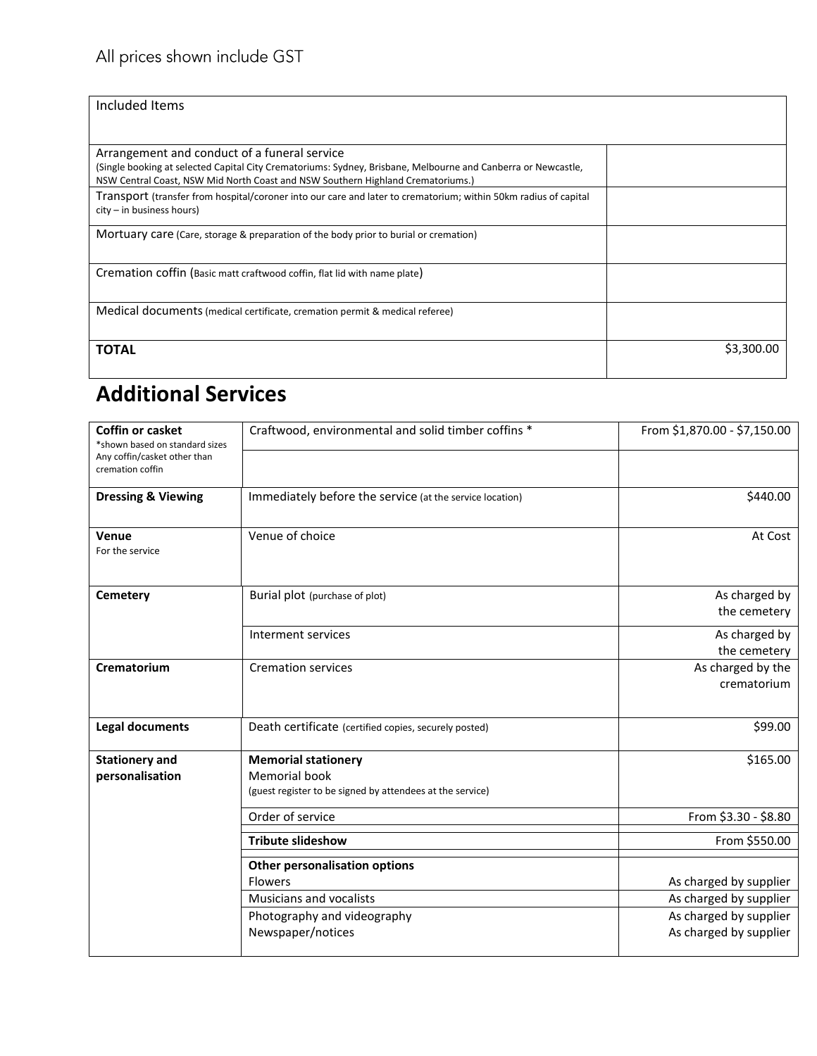All prices shown include GST

| Included Items | |
|---|---|
| Arrangement and conduct of a funeral service (Single booking at selected Capital City Crematoriums: Sydney, Brisbane, Melbourne and Canberra or Newcastle, NSW Central Coast, NSW Mid North Coast and NSW Southern Highland Crematoriums.) | |
| Transport (transfer from hospital/coroner into our care and later to crematorium; within 50km radius of capital city – in business hours) | |
| Mortuary care (Care, storage & preparation of the body prior to burial or cremation) | |
| Cremation coffin (Basic matt craftwood coffin, flat lid with name plate) | |
| Medical documents (medical certificate, cremation permit & medical referee) | |
| **TOTAL** | $3,300.00 |

## Additional Services

| | | |
|---|---|---|
| **Coffin or casket** *shown based on standard sizes Any coffin/casket other than cremation coffin | Craftwood, environmental and solid timber coffins * | From $1,870.00 - $7,150.00 |
| | | |
| **Dressing & Viewing** | Immediately before the service (at the service location) | $440.00 |
| **Venue** For the service | Venue of choice | At Cost |
| **Cemetery** | Burial plot (purchase of plot) | As charged by the cemetery |
| | Interment services | As charged by the cemetery |
| **Crematorium** | Cremation services | As charged by the crematorium |
| **Legal documents** | Death certificate (certified copies, securely posted) | $99.00 |
| **Stationery and personalisation** | **Memorial stationery** Memorial book (guest register to be signed by attendees at the service) | $165.00 |
| | Order of service | From $3.30 - $8.80 |
| | **Tribute slideshow** | From $550.00 |
| | **Other personalisation options** Flowers | As charged by supplier |
| | Musicians and vocalists | As charged by supplier |
| | Photography and videography | As charged by supplier |
| | Newspaper/notices | As charged by supplier |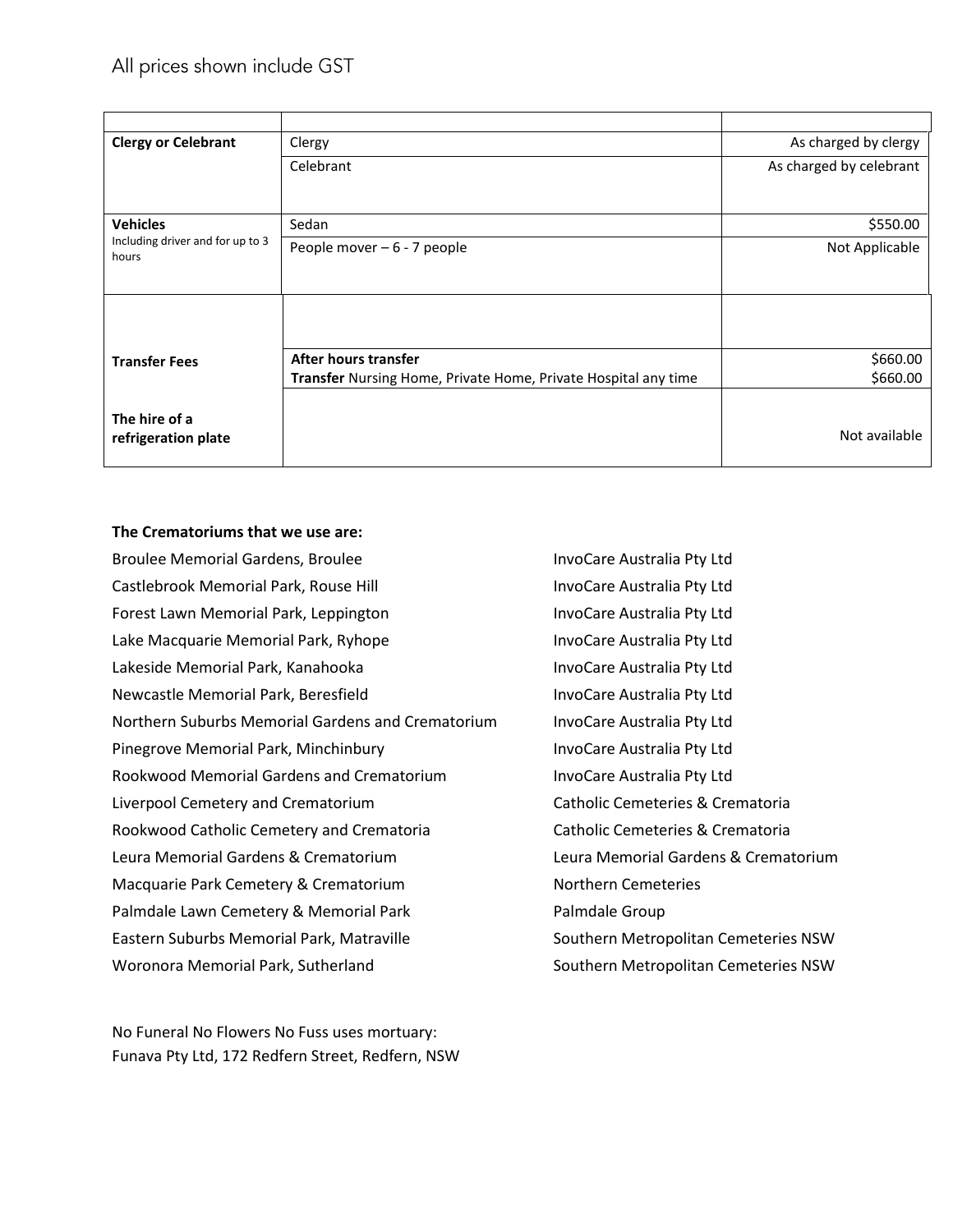All prices shown include GST

| | | |
|---|---|---|
| **Clergy or Celebrant** | Clergy | As charged by clergy |
| | Celebrant | As charged by celebrant |
| **Vehicles** Including driver and for up to 3 hours | Sedan | $550.00 |
| | People mover – 6 - 7 people | Not Applicable |
| | | |
| **Transfer Fees** | **After hours transfer** | $660.00 |
| | **Transfer** Nursing Home, Private Home, Private Hospital any time | $660.00 |
| **The hire of a refrigeration plate** | | Not available |

**The Crematoriums that we use are:**

| | |
|---|---|
| Broulee Memorial Gardens, Broulee | InvoCare Australia Pty Ltd |
| Castlebrook Memorial Park, Rouse Hill | InvoCare Australia Pty Ltd |
| Forest Lawn Memorial Park, Leppington | InvoCare Australia Pty Ltd |
| Lake Macquarie Memorial Park, Ryhope | InvoCare Australia Pty Ltd |
| Lakeside Memorial Park, Kanahooka | InvoCare Australia Pty Ltd |
| Newcastle Memorial Park, Beresfield | InvoCare Australia Pty Ltd |
| Northern Suburbs Memorial Gardens and Crematorium | InvoCare Australia Pty Ltd |
| Pinegrove Memorial Park, Minchinbury | InvoCare Australia Pty Ltd |
| Rookwood Memorial Gardens and Crematorium | InvoCare Australia Pty Ltd |
| Liverpool Cemetery and Crematorium | Catholic Cemeteries & Crematoria |
| Rookwood Catholic Cemetery and Crematoria | Catholic Cemeteries & Crematoria |
| Leura Memorial Gardens & Crematorium | Leura Memorial Gardens & Crematorium |
| Macquarie Park Cemetery & Crematorium | Northern Cemeteries |
| Palmdale Lawn Cemetery & Memorial Park | Palmdale Group |
| Eastern Suburbs Memorial Park, Matraville | Southern Metropolitan Cemeteries NSW |
| Woronora Memorial Park, Sutherland | Southern Metropolitan Cemeteries NSW |

No Funeral No Flowers No Fuss uses mortuary:
Funava Pty Ltd, 172 Redfern Street, Redfern, NSW